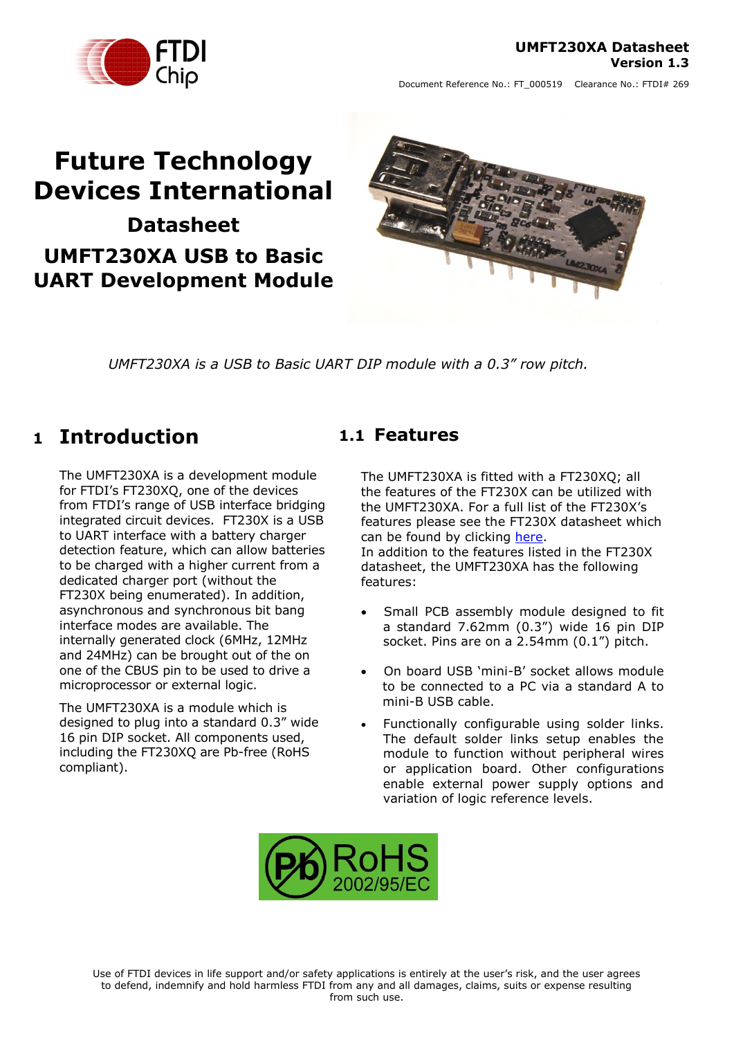UMFT230XA Datasheet
Version 1.3

Document Reference No.: FT_000519 Clearance No.: FTDI# 269

# Future Technology Devices International

## Datasheet

## UMFT230XA USB to Basic UART Development Module

*UMFT230XA is a USB to Basic UART DIP module with a 0.3" row pitch.*

# 1 Introduction

The UMFT230XA is a development module for FTDI's FT230XQ, one of the devices from FTDI's range of USB interface bridging integrated circuit devices. FT230X is a USB to UART interface with a battery charger detection feature, which can allow batteries to be charged with a higher current from a dedicated charger port (without the FT230X being enumerated). In addition, asynchronous and synchronous bit bang interface modes are available. The internally generated clock (6MHz, 12MHz and 24MHz) can be brought out of the on one of the CBUS pin to be used to drive a microprocessor or external logic.

The UMFT230XA is a module which is designed to plug into a standard 0.3" wide 16 pin DIP socket. All components used, including the FT230XQ are Pb-free (RoHS compliant).

## 1.1 Features

The UMFT230XA is fitted with a FT230XQ; all the features of the FT230X can be utilized with the UMFT230XA. For a full list of the FT230X's features please see the FT230X datasheet which can be found by clicking here.
In addition to the features listed in the FT230X datasheet, the UMFT230XA has the following features:

- Small PCB assembly module designed to fit a standard 7.62mm (0.3") wide 16 pin DIP socket. Pins are on a 2.54mm (0.1") pitch.
- On board USB 'mini-B' socket allows module to be connected to a PC via a standard A to mini-B USB cable.
- Functionally configurable using solder links. The default solder links setup enables the module to function without peripheral wires or application board. Other configurations enable external power supply options and variation of logic reference levels.

Use of FTDI devices in life support and/or safety applications is entirely at the user's risk, and the user agrees to defend, indemnify and hold harmless FTDI from any and all damages, claims, suits or expense resulting from such use.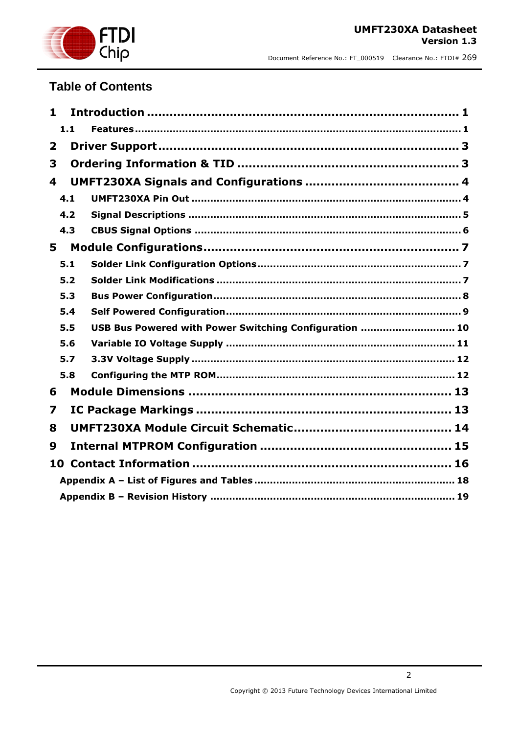## Table of Contents

**1 Introduction** ........................................................................ **1**

  **1.1 Features** ........................................................................ **1**

**2 Driver Support** ........................................................................ **3**

**3 Ordering Information & TID** ........................................................................ **3**

**4 UMFT230XA Signals and Configurations** ........................................................................ **4**

  **4.1 UMFT230XA Pin Out** ........................................................................ **4**

  **4.2 Signal Descriptions** ........................................................................ **5**

  **4.3 CBUS Signal Options** ........................................................................ **6**

**5 Module Configurations** ........................................................................ **7**

  **5.1 Solder Link Configuration Options** ........................................................................ **7**

  **5.2 Solder Link Modifications** ........................................................................ **7**

  **5.3 Bus Power Configuration** ........................................................................ **8**

  **5.4 Self Powered Configuration** ........................................................................ **9**

  **5.5 USB Bus Powered with Power Switching Configuration** ........................................................................ **10**

  **5.6 Variable IO Voltage Supply** ........................................................................ **11**

  **5.7 3.3V Voltage Supply** ........................................................................ **12**

  **5.8 Configuring the MTP ROM** ........................................................................ **12**

**6 Module Dimensions** ........................................................................ **13**

**7 IC Package Markings** ........................................................................ **13**

**8 UMFT230XA Module Circuit Schematic** ........................................................................ **14**

**9 Internal MTPROM Configuration** ........................................................................ **15**

**10 Contact Information** ........................................................................ **16**

  **Appendix A – List of Figures and Tables** ........................................................................ **18**

  **Appendix B – Revision History** ........................................................................ **19**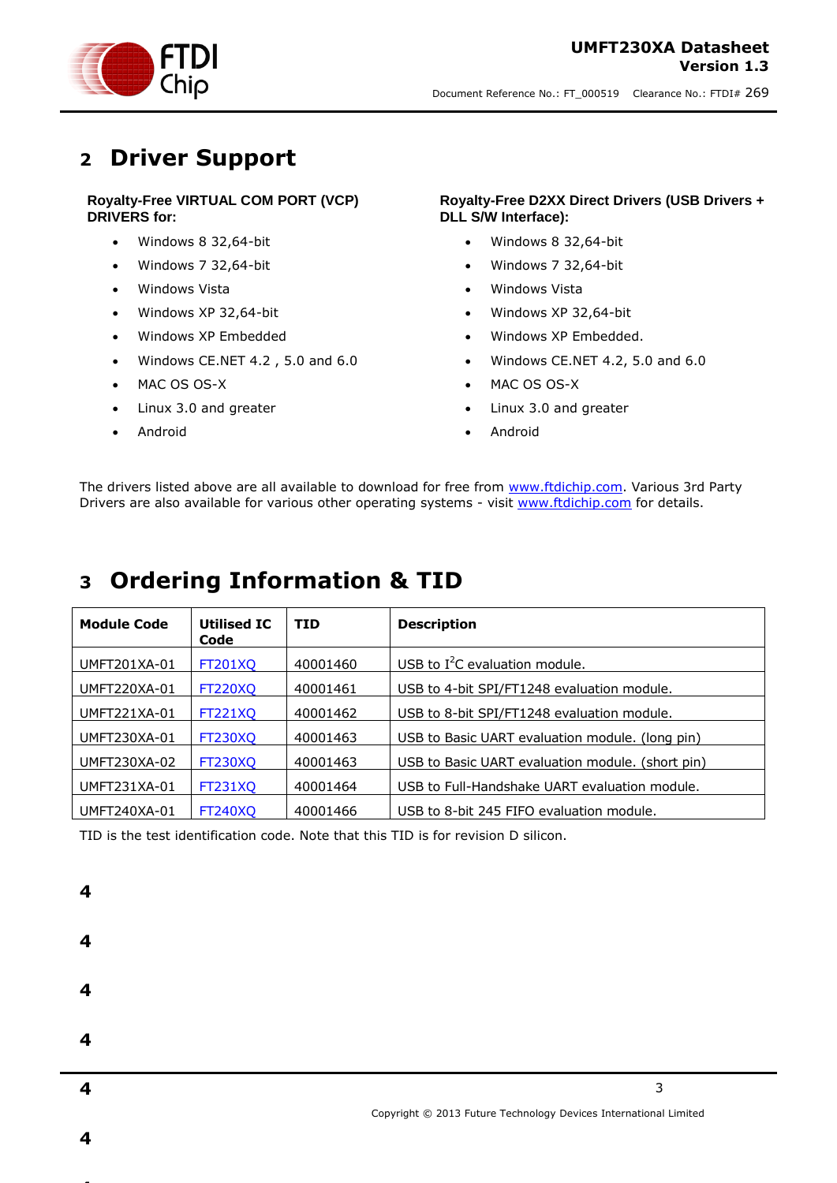# 2 Driver Support

**Royalty-Free VIRTUAL COM PORT (VCP) DRIVERS for:**

- Windows 8 32,64-bit
- Windows 7 32,64-bit
- Windows Vista
- Windows XP 32,64-bit
- Windows XP Embedded
- Windows CE.NET 4.2 , 5.0 and 6.0
- MAC OS OS-X
- Linux 3.0 and greater
- Android

**Royalty-Free D2XX Direct Drivers (USB Drivers + DLL S/W Interface):**

- Windows 8 32,64-bit
- Windows 7 32,64-bit
- Windows Vista
- Windows XP 32,64-bit
- Windows XP Embedded.
- Windows CE.NET 4.2, 5.0 and 6.0
- MAC OS OS-X
- Linux 3.0 and greater
- Android

The drivers listed above are all available to download for free from www.ftdichip.com. Various 3rd Party Drivers are also available for various other operating systems - visit www.ftdichip.com for details.

# 3 Ordering Information & TID

| Module Code | Utilised IC Code | TID | Description |
|---|---|---|---|
| UMFT201XA-01 | FT201XQ | 40001460 | USB to $I^2C$ evaluation module. |
| UMFT220XA-01 | FT220XQ | 40001461 | USB to 4-bit SPI/FT1248 evaluation module. |
| UMFT221XA-01 | FT221XQ | 40001462 | USB to 8-bit SPI/FT1248 evaluation module. |
| UMFT230XA-01 | FT230XQ | 40001463 | USB to Basic UART evaluation module. (long pin) |
| UMFT230XA-02 | FT230XQ | 40001463 | USB to Basic UART evaluation module. (short pin) |
| UMFT231XA-01 | FT231XQ | 40001464 | USB to Full-Handshake UART evaluation module. |
| UMFT240XA-01 | FT240XQ | 40001466 | USB to 8-bit 245 FIFO evaluation module. |

TID is the test identification code. Note that this TID is for revision D silicon.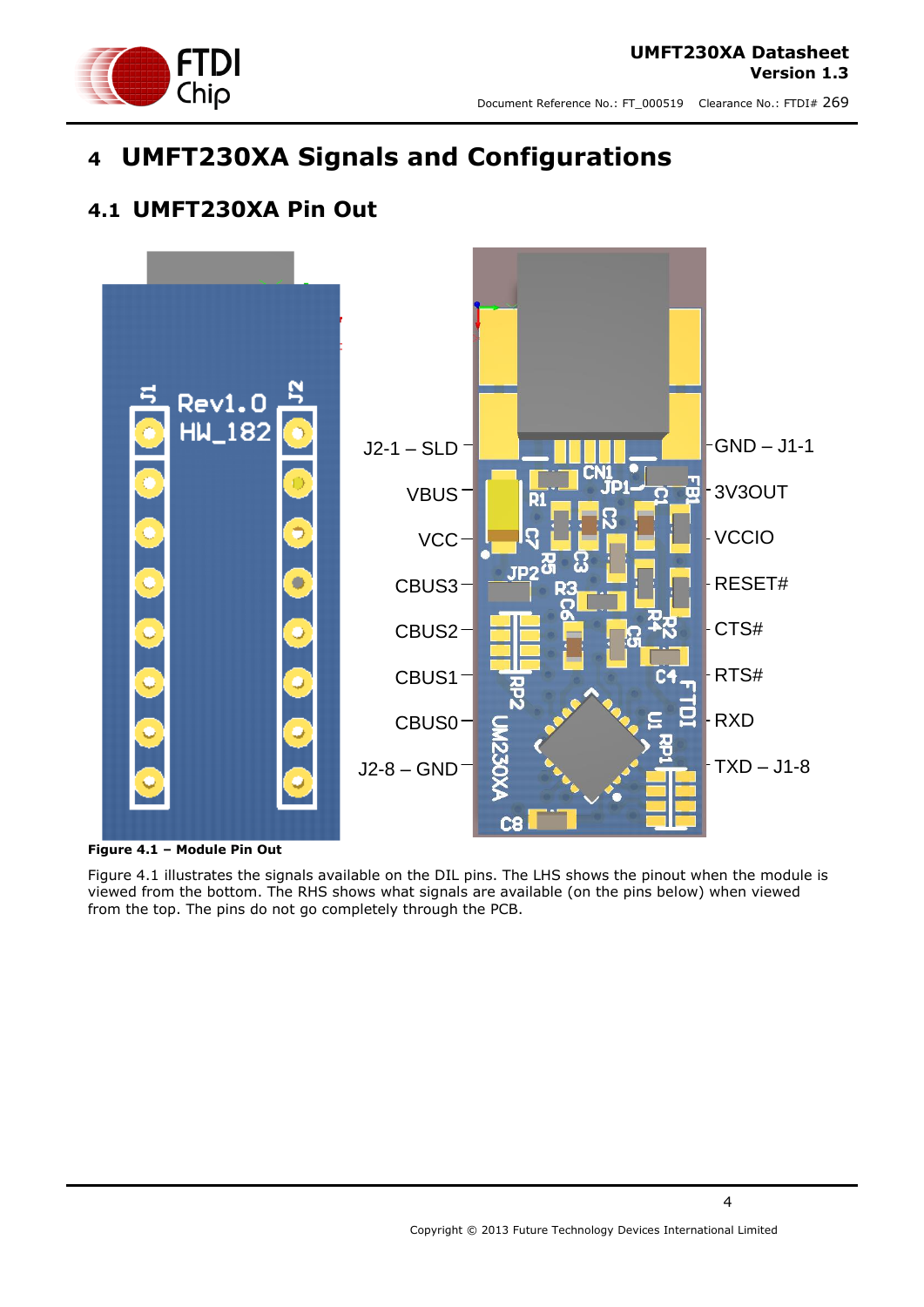# 4 UMFT230XA Signals and Configurations

## 4.1 UMFT230XA Pin Out

J1 J2 Rev1.0 HW_182

| Left | Right |
| --- | --- |
| J2-1 – SLD | GND – J1-1 |
| VBUS | 3V3OUT |
| VCC | VCCIO |
| CBUS3 | RESET# |
| CBUS2 | CTS# |
| CBUS1 | RTS# |
| CBUS0 | RXD |
| J2-8 – GND | TXD – J1-8 |

**Figure 4.1 – Module Pin Out**

Figure 4.1 illustrates the signals available on the DIL pins. The LHS shows the pinout when the module is viewed from the bottom. The RHS shows what signals are available (on the pins below) when viewed from the top. The pins do not go completely through the PCB.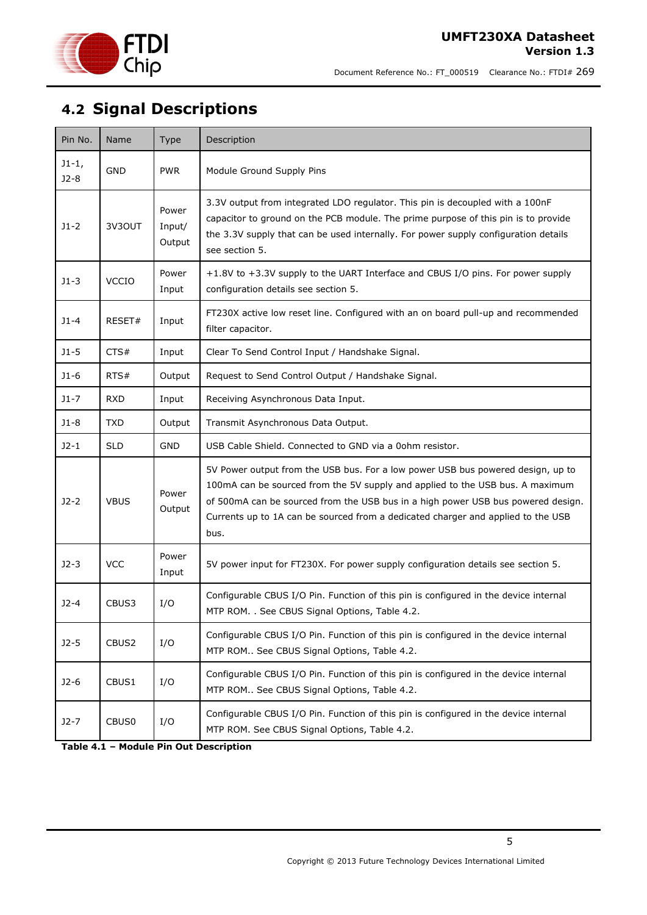## 4.2 Signal Descriptions

| Pin No. | Name | Type | Description |
|---|---|---|---|
| J1-1, J2-8 | GND | PWR | Module Ground Supply Pins |
| J1-2 | 3V3OUT | Power Input/ Output | 3.3V output from integrated LDO regulator. This pin is decoupled with a 100nF capacitor to ground on the PCB module. The prime purpose of this pin is to provide the 3.3V supply that can be used internally. For power supply configuration details see section 5. |
| J1-3 | VCCIO | Power Input | +1.8V to +3.3V supply to the UART Interface and CBUS I/O pins. For power supply configuration details see section 5. |
| J1-4 | RESET# | Input | FT230X active low reset line. Configured with an on board pull-up and recommended filter capacitor. |
| J1-5 | CTS# | Input | Clear To Send Control Input / Handshake Signal. |
| J1-6 | RTS# | Output | Request to Send Control Output / Handshake Signal. |
| J1-7 | RXD | Input | Receiving Asynchronous Data Input. |
| J1-8 | TXD | Output | Transmit Asynchronous Data Output. |
| J2-1 | SLD | GND | USB Cable Shield. Connected to GND via a 0ohm resistor. |
| J2-2 | VBUS | Power Output | 5V Power output from the USB bus. For a low power USB bus powered design, up to 100mA can be sourced from the 5V supply and applied to the USB bus. A maximum of 500mA can be sourced from the USB bus in a high power USB bus powered design. Currents up to 1A can be sourced from a dedicated charger and applied to the USB bus. |
| J2-3 | VCC | Power Input | 5V power input for FT230X. For power supply configuration details see section 5. |
| J2-4 | CBUS3 | I/O | Configurable CBUS I/O Pin. Function of this pin is configured in the device internal MTP ROM. . See CBUS Signal Options, Table 4.2. |
| J2-5 | CBUS2 | I/O | Configurable CBUS I/O Pin. Function of this pin is configured in the device internal MTP ROM.. See CBUS Signal Options, Table 4.2. |
| J2-6 | CBUS1 | I/O | Configurable CBUS I/O Pin. Function of this pin is configured in the device internal MTP ROM.. See CBUS Signal Options, Table 4.2. |
| J2-7 | CBUS0 | I/O | Configurable CBUS I/O Pin. Function of this pin is configured in the device internal MTP ROM. See CBUS Signal Options, Table 4.2. |

**Table 4.1 – Module Pin Out Description**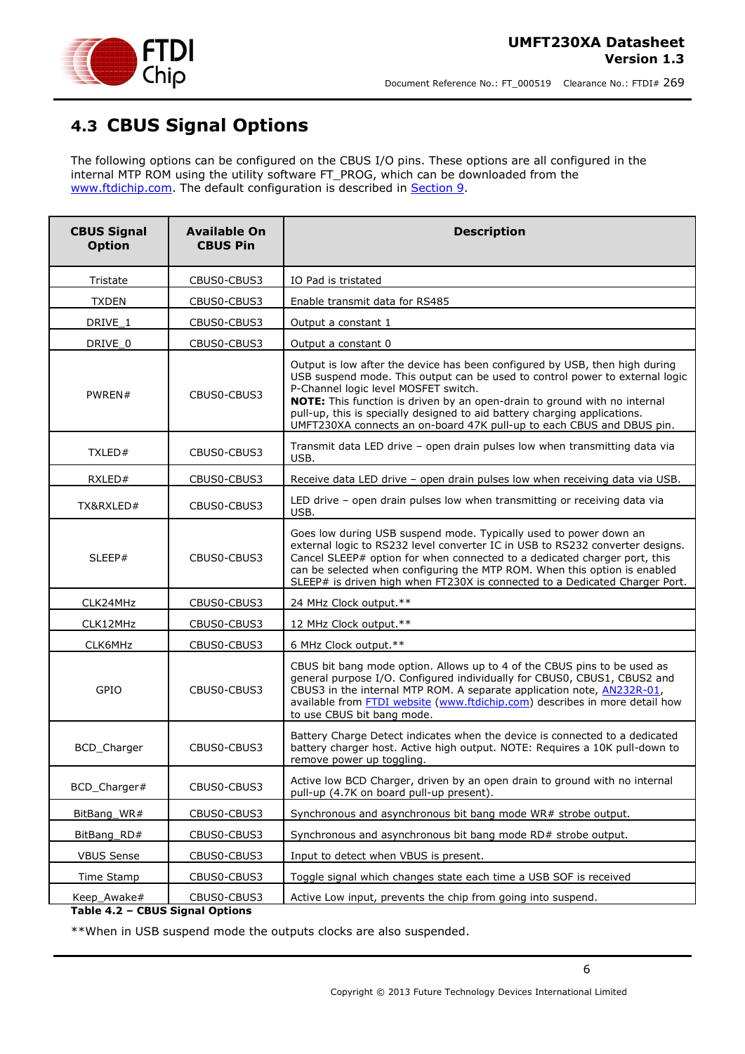## 4.3 CBUS Signal Options

The following options can be configured on the CBUS I/O pins. These options are all configured in the internal MTP ROM using the utility software FT_PROG, which can be downloaded from the www.ftdichip.com. The default configuration is described in Section 9.

| CBUS Signal Option | Available On CBUS Pin | Description |
|---|---|---|
| Tristate | CBUS0-CBUS3 | IO Pad is tristated |
| TXDEN | CBUS0-CBUS3 | Enable transmit data for RS485 |
| DRIVE_1 | CBUS0-CBUS3 | Output a constant 1 |
| DRIVE_0 | CBUS0-CBUS3 | Output a constant 0 |
| PWREN# | CBUS0-CBUS3 | Output is low after the device has been configured by USB, then high during USB suspend mode. This output can be used to control power to external logic P-Channel logic level MOSFET switch. **NOTE:** This function is driven by an open-drain to ground with no internal pull-up, this is specially designed to aid battery charging applications. UMFT230XA connects an on-board 47K pull-up to each CBUS and DBUS pin. |
| TXLED# | CBUS0-CBUS3 | Transmit data LED drive – open drain pulses low when transmitting data via USB. |
| RXLED# | CBUS0-CBUS3 | Receive data LED drive – open drain pulses low when receiving data via USB. |
| TX&RXLED# | CBUS0-CBUS3 | LED drive – open drain pulses low when transmitting or receiving data via USB. |
| SLEEP# | CBUS0-CBUS3 | Goes low during USB suspend mode. Typically used to power down an external logic to RS232 level converter IC in USB to RS232 converter designs. Cancel SLEEP# option for when connected to a dedicated charger port, this can be selected when configuring the MTP ROM. When this option is enabled SLEEP# is driven high when FT230X is connected to a Dedicated Charger Port. |
| CLK24MHz | CBUS0-CBUS3 | 24 MHz Clock output.** |
| CLK12MHz | CBUS0-CBUS3 | 12 MHz Clock output.** |
| CLK6MHz | CBUS0-CBUS3 | 6 MHz Clock output.** |
| GPIO | CBUS0-CBUS3 | CBUS bit bang mode option. Allows up to 4 of the CBUS pins to be used as general purpose I/O. Configured individually for CBUS0, CBUS1, CBUS2 and CBUS3 in the internal MTP ROM. A separate application note, AN232R-01, available from FTDI website (www.ftdichip.com) describes in more detail how to use CBUS bit bang mode. |
| BCD_Charger | CBUS0-CBUS3 | Battery Charge Detect indicates when the device is connected to a dedicated battery charger host. Active high output. NOTE: Requires a 10K pull-down to remove power up toggling. |
| BCD_Charger# | CBUS0-CBUS3 | Active low BCD Charger, driven by an open drain to ground with no internal pull-up (4.7K on board pull-up present). |
| BitBang_WR# | CBUS0-CBUS3 | Synchronous and asynchronous bit bang mode WR# strobe output. |
| BitBang_RD# | CBUS0-CBUS3 | Synchronous and asynchronous bit bang mode RD# strobe output. |
| VBUS Sense | CBUS0-CBUS3 | Input to detect when VBUS is present. |
| Time Stamp | CBUS0-CBUS3 | Toggle signal which changes state each time a USB SOF is received |
| Keep_Awake# | CBUS0-CBUS3 | Active Low input, prevents the chip from going into suspend. |

**Table 4.2 – CBUS Signal Options**

**When in USB suspend mode the outputs clocks are also suspended.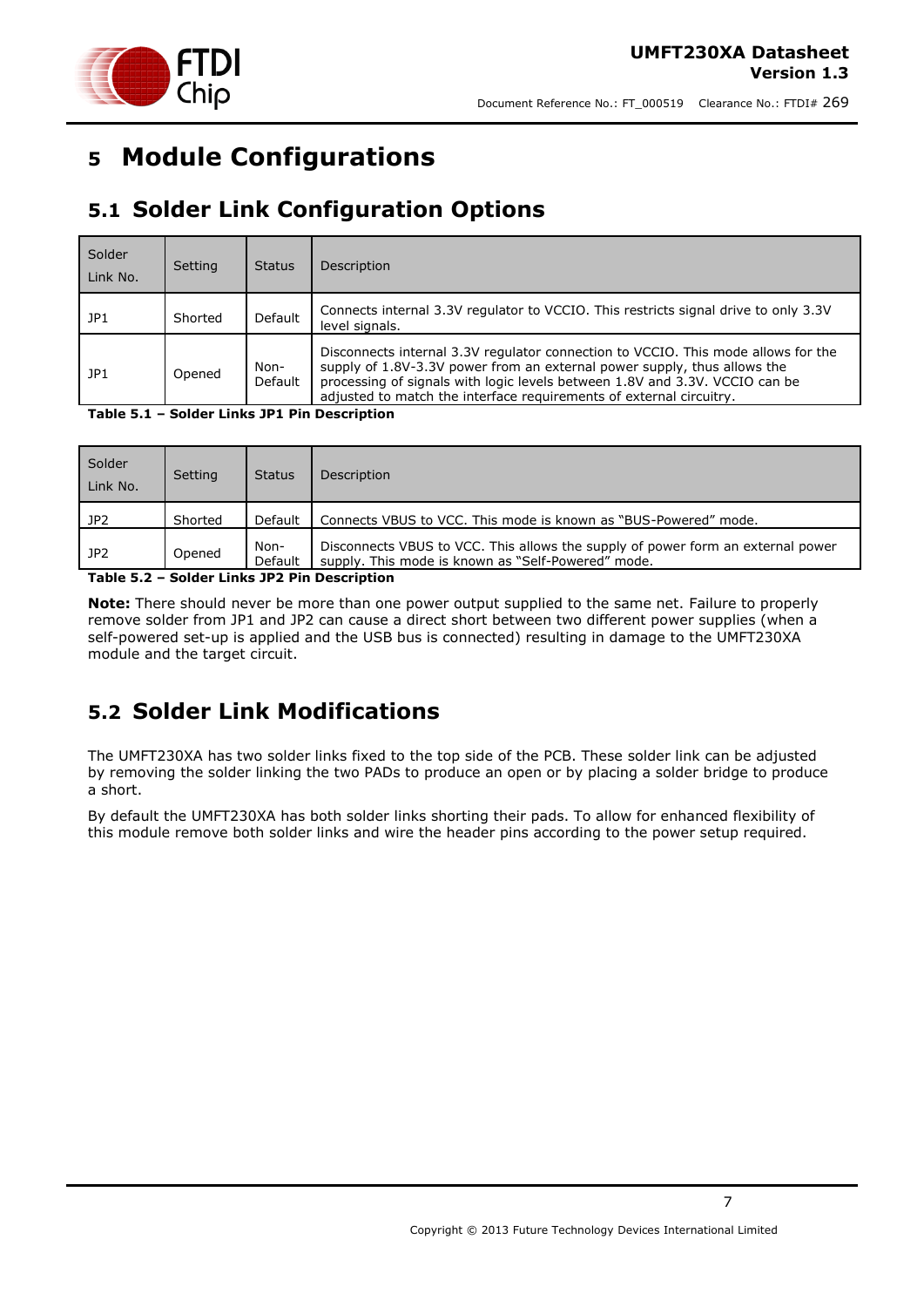# 5 Module Configurations

## 5.1 Solder Link Configuration Options

| Solder Link No. | Setting | Status | Description |
|---|---|---|---|
| JP1 | Shorted | Default | Connects internal 3.3V regulator to VCCIO. This restricts signal drive to only 3.3V level signals. |
| JP1 | Opened | Non-Default | Disconnects internal 3.3V regulator connection to VCCIO. This mode allows for the supply of 1.8V-3.3V power from an external power supply, thus allows the processing of signals with logic levels between 1.8V and 3.3V. VCCIO can be adjusted to match the interface requirements of external circuitry. |

**Table 5.1 – Solder Links JP1 Pin Description**

| Solder Link No. | Setting | Status | Description |
|---|---|---|---|
| JP2 | Shorted | Default | Connects VBUS to VCC. This mode is known as "BUS-Powered" mode. |
| JP2 | Opened | Non-Default | Disconnects VBUS to VCC. This allows the supply of power form an external power supply. This mode is known as "Self-Powered" mode. |

**Table 5.2 – Solder Links JP2 Pin Description**

**Note:** There should never be more than one power output supplied to the same net. Failure to properly remove solder from JP1 and JP2 can cause a direct short between two different power supplies (when a self-powered set-up is applied and the USB bus is connected) resulting in damage to the UMFT230XA module and the target circuit.

## 5.2 Solder Link Modifications

The UMFT230XA has two solder links fixed to the top side of the PCB. These solder link can be adjusted by removing the solder linking the two PADs to produce an open or by placing a solder bridge to produce a short.

By default the UMFT230XA has both solder links shorting their pads. To allow for enhanced flexibility of this module remove both solder links and wire the header pins according to the power setup required.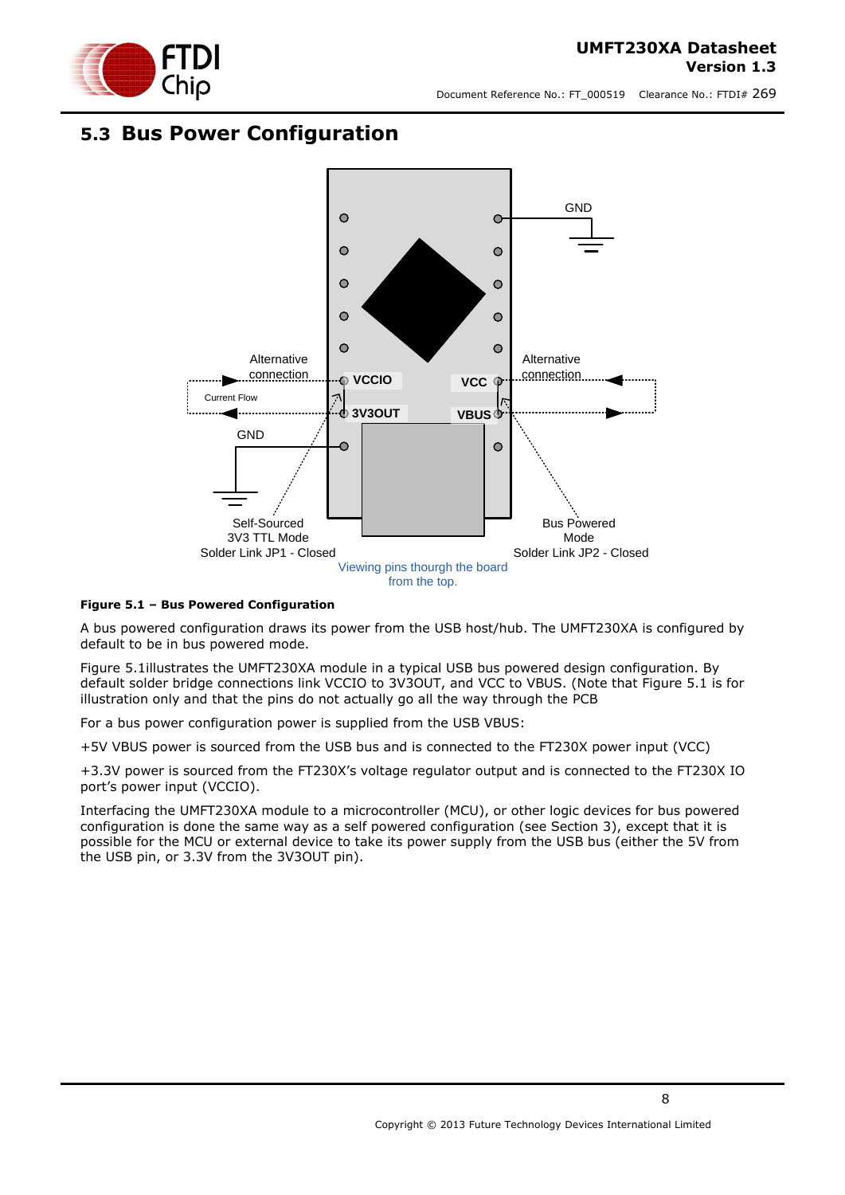## 5.3 Bus Power Configuration

**Figure 5.1 – Bus Powered Configuration**

A bus powered configuration draws its power from the USB host/hub. The UMFT230XA is configured by default to be in bus powered mode.

Figure 5.1illustrates the UMFT230XA module in a typical USB bus powered design configuration. By default solder bridge connections link VCCIO to 3V3OUT, and VCC to VBUS. (Note that Figure 5.1 is for illustration only and that the pins do not actually go all the way through the PCB

For a bus power configuration power is supplied from the USB VBUS:

+5V VBUS power is sourced from the USB bus and is connected to the FT230X power input (VCC)

+3.3V power is sourced from the FT230X's voltage regulator output and is connected to the FT230X IO port's power input (VCCIO).

Interfacing the UMFT230XA module to a microcontroller (MCU), or other logic devices for bus powered configuration is done the same way as a self powered configuration (see Section 3), except that it is possible for the MCU or external device to take its power supply from the USB bus (either the 5V from the USB pin, or 3.3V from the 3V3OUT pin).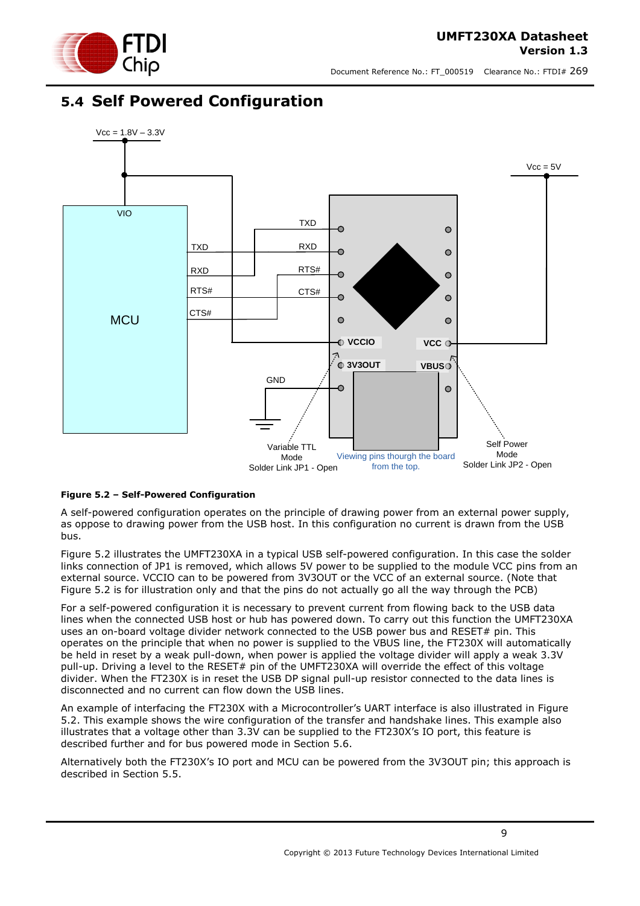## 5.4 Self Powered Configuration

**Figure 5.2 – Self-Powered Configuration**

A self-powered configuration operates on the principle of drawing power from an external power supply, as oppose to drawing power from the USB host. In this configuration no current is drawn from the USB bus.

Figure 5.2 illustrates the UMFT230XA in a typical USB self-powered configuration. In this case the solder links connection of JP1 is removed, which allows 5V power to be supplied to the module VCC pins from an external source. VCCIO can to be powered from 3V3OUT or the VCC of an external source. (Note that Figure 5.2 is for illustration only and that the pins do not actually go all the way through the PCB)

For a self-powered configuration it is necessary to prevent current from flowing back to the USB data lines when the connected USB host or hub has powered down. To carry out this function the UMFT230XA uses an on-board voltage divider network connected to the USB power bus and RESET# pin. This operates on the principle that when no power is supplied to the VBUS line, the FT230X will automatically be held in reset by a weak pull-down, when power is applied the voltage divider will apply a weak 3.3V pull-up. Driving a level to the RESET# pin of the UMFT230XA will override the effect of this voltage divider. When the FT230X is in reset the USB DP signal pull-up resistor connected to the data lines is disconnected and no current can flow down the USB lines.

An example of interfacing the FT230X with a Microcontroller's UART interface is also illustrated in Figure 5.2. This example shows the wire configuration of the transfer and handshake lines. This example also illustrates that a voltage other than 3.3V can be supplied to the FT230X's IO port, this feature is described further and for bus powered mode in Section 5.6.

Alternatively both the FT230X's IO port and MCU can be powered from the 3V3OUT pin; this approach is described in Section 5.5.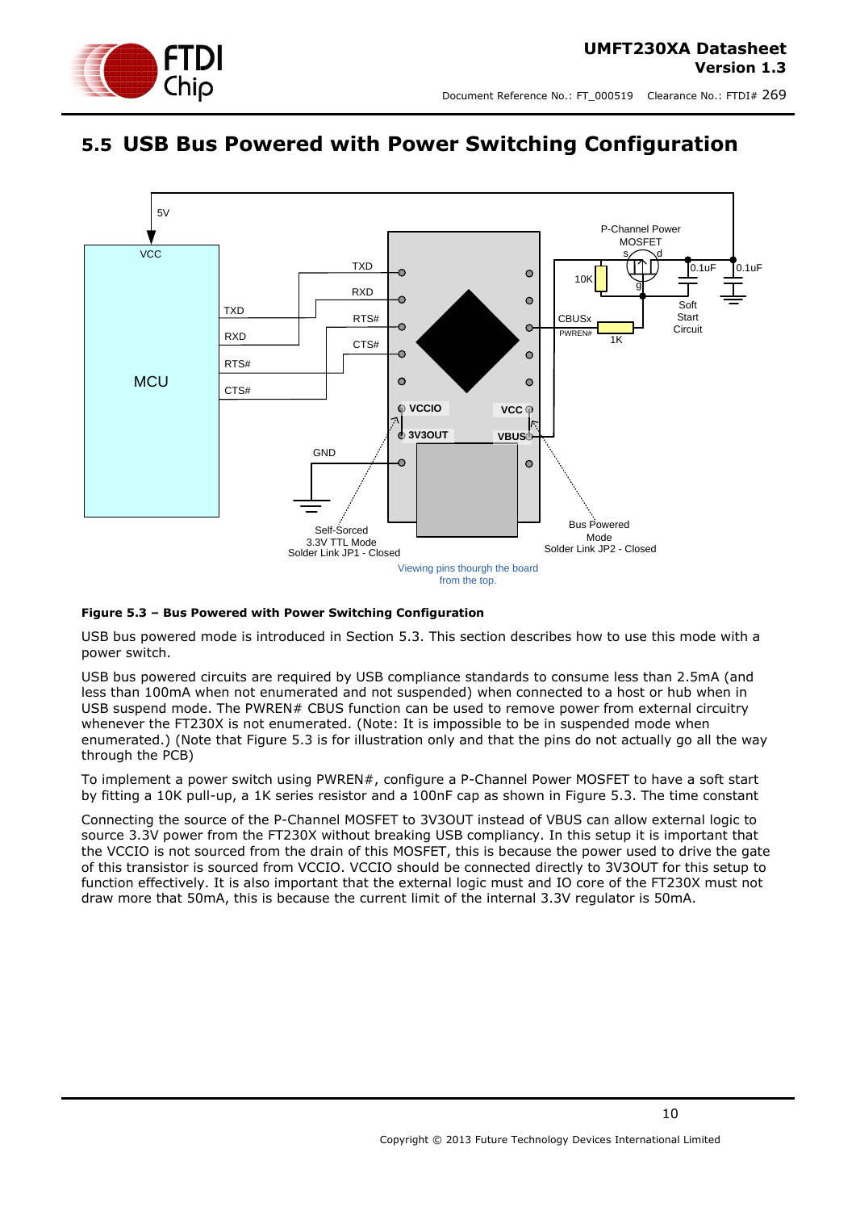## 5.5 USB Bus Powered with Power Switching Configuration

**Figure 5.3 – Bus Powered with Power Switching Configuration**

USB bus powered mode is introduced in Section 5.3. This section describes how to use this mode with a power switch.

USB bus powered circuits are required by USB compliance standards to consume less than 2.5mA (and less than 100mA when not enumerated and not suspended) when connected to a host or hub when in USB suspend mode. The PWREN# CBUS function can be used to remove power from external circuitry whenever the FT230X is not enumerated. (Note: It is impossible to be in suspended mode when enumerated.) (Note that Figure 5.3 is for illustration only and that the pins do not actually go all the way through the PCB)

To implement a power switch using PWREN#, configure a P-Channel Power MOSFET to have a soft start by fitting a 10K pull-up, a 1K series resistor and a 100nF cap as shown in Figure 5.3. The time constant

Connecting the source of the P-Channel MOSFET to 3V3OUT instead of VBUS can allow external logic to source 3.3V power from the FT230X without breaking USB compliancy. In this setup it is important that the VCCIO is not sourced from the drain of this MOSFET, this is because the power used to drive the gate of this transistor is sourced from VCCIO. VCCIO should be connected directly to 3V3OUT for this setup to function effectively. It is also important that the external logic must and IO core of the FT230X must not draw more that 50mA, this is because the current limit of the internal 3.3V regulator is 50mA.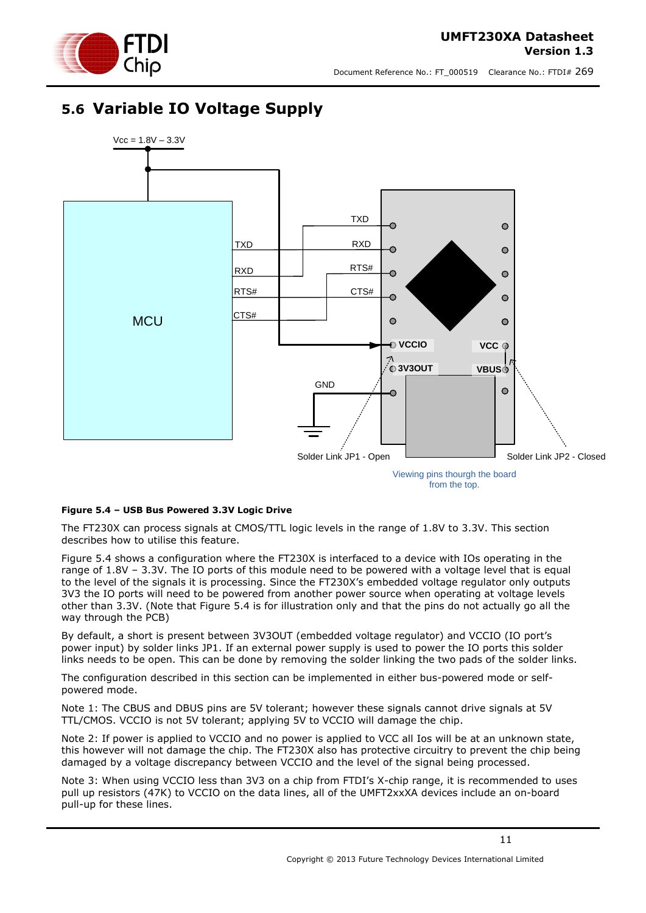## 5.6 Variable IO Voltage Supply

**Figure 5.4 – USB Bus Powered 3.3V Logic Drive**

The FT230X can process signals at CMOS/TTL logic levels in the range of 1.8V to 3.3V. This section describes how to utilise this feature.

Figure 5.4 shows a configuration where the FT230X is interfaced to a device with IOs operating in the range of 1.8V – 3.3V. The IO ports of this module need to be powered with a voltage level that is equal to the level of the signals it is processing. Since the FT230X's embedded voltage regulator only outputs 3V3 the IO ports will need to be powered from another power source when operating at voltage levels other than 3.3V. (Note that Figure 5.4 is for illustration only and that the pins do not actually go all the way through the PCB)

By default, a short is present between 3V3OUT (embedded voltage regulator) and VCCIO (IO port's power input) by solder links JP1. If an external power supply is used to power the IO ports this solder links needs to be open. This can be done by removing the solder linking the two pads of the solder links.

The configuration described in this section can be implemented in either bus-powered mode or self-powered mode.

Note 1: The CBUS and DBUS pins are 5V tolerant; however these signals cannot drive signals at 5V TTL/CMOS. VCCIO is not 5V tolerant; applying 5V to VCCIO will damage the chip.

Note 2: If power is applied to VCCIO and no power is applied to VCC all Ios will be at an unknown state, this however will not damage the chip. The FT230X also has protective circuitry to prevent the chip being damaged by a voltage discrepancy between VCCIO and the level of the signal being processed.

Note 3: When using VCCIO less than 3V3 on a chip from FTDI's X-chip range, it is recommended to uses pull up resistors (47K) to VCCIO on the data lines, all of the UMFT2xxXA devices include an on-board pull-up for these lines.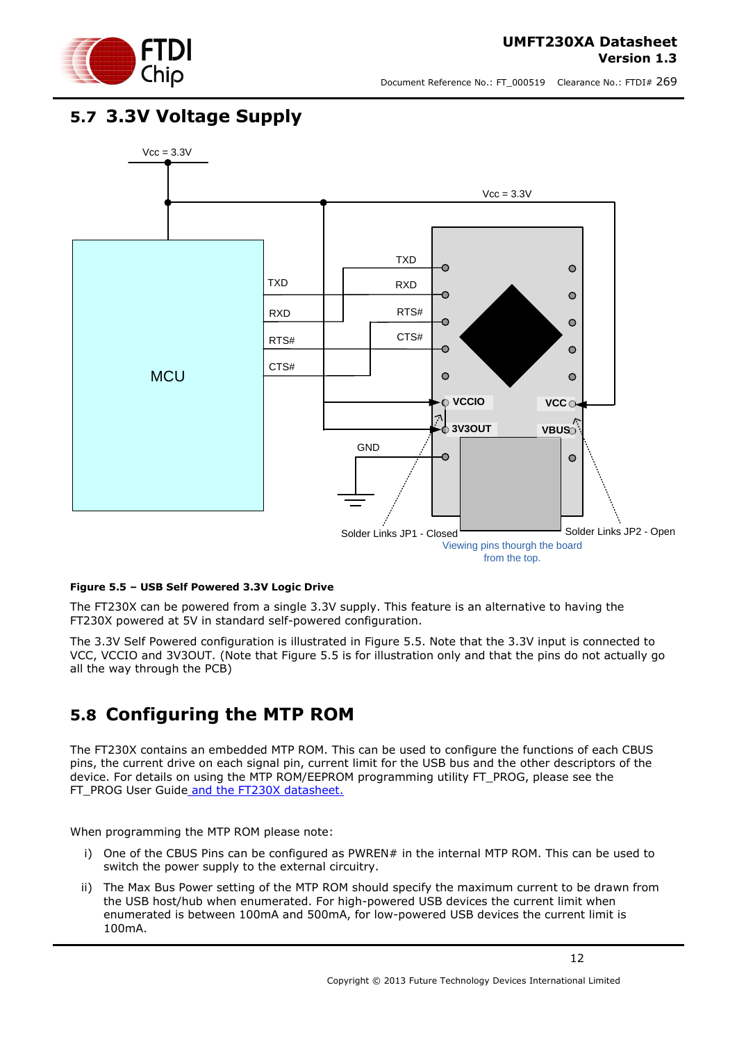## 5.7 3.3V Voltage Supply

**Figure 5.5 – USB Self Powered 3.3V Logic Drive**

The FT230X can be powered from a single 3.3V supply. This feature is an alternative to having the FT230X powered at 5V in standard self-powered configuration.

The 3.3V Self Powered configuration is illustrated in Figure 5.5. Note that the 3.3V input is connected to VCC, VCCIO and 3V3OUT. (Note that Figure 5.5 is for illustration only and that the pins do not actually go all the way through the PCB)

## 5.8 Configuring the MTP ROM

The FT230X contains an embedded MTP ROM. This can be used to configure the functions of each CBUS pins, the current drive on each signal pin, current limit for the USB bus and the other descriptors of the device. For details on using the MTP ROM/EEPROM programming utility FT_PROG, please see the FT_PROG User Guide and the FT230X datasheet.

When programming the MTP ROM please note:

i) One of the CBUS Pins can be configured as PWREN# in the internal MTP ROM. This can be used to switch the power supply to the external circuitry.

ii) The Max Bus Power setting of the MTP ROM should specify the maximum current to be drawn from the USB host/hub when enumerated. For high-powered USB devices the current limit when enumerated is between 100mA and 500mA, for low-powered USB devices the current limit is 100mA.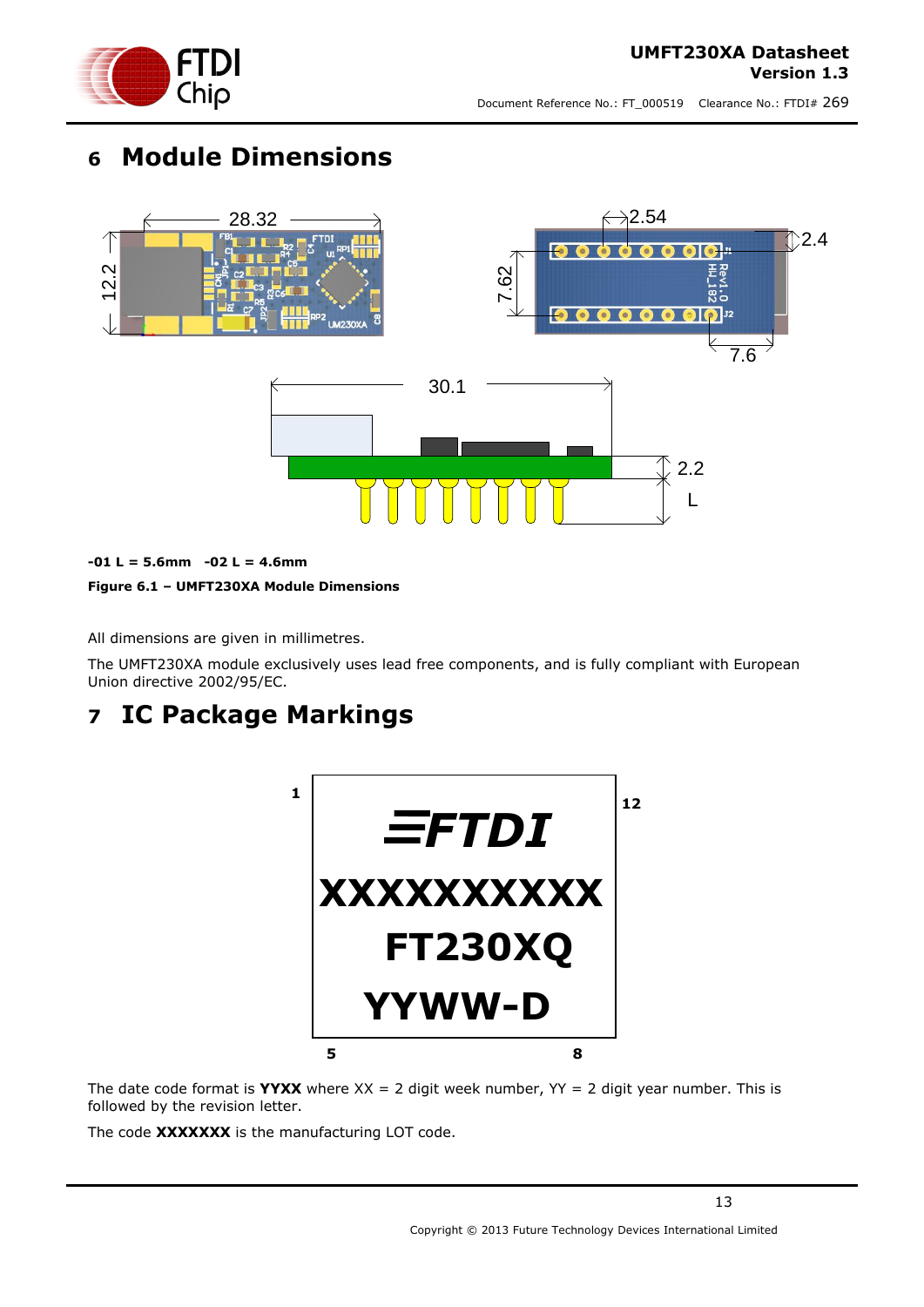# 6 Module Dimensions

**-01 L = 5.6mm -02 L = 4.6mm**

**Figure 6.1 – UMFT230XA Module Dimensions**

All dimensions are given in millimetres.

The UMFT230XA module exclusively uses lead free components, and is fully compliant with European Union directive 2002/95/EC.

# 7 IC Package Markings

The date code format is **YYXX** where XX = 2 digit week number, YY = 2 digit year number. This is followed by the revision letter.

The code **XXXXXXX** is the manufacturing LOT code.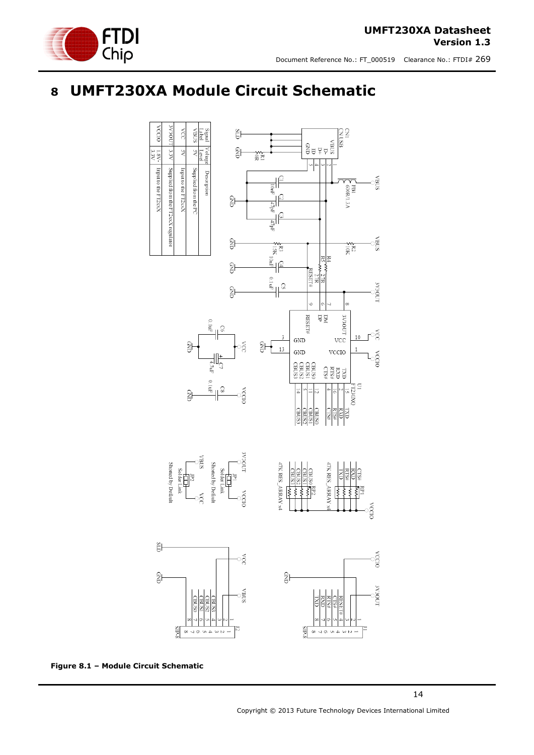# 8 UMFT230XA Module Circuit Schematic

| Signal Label | Voltage Level | Description |
|---|---|---|
| VBUS | 5V | Supplied from the PC |
| VCC | 5V | Input to the FT2xxX |
| 3V3OUT | 3.3V | Supplied from the FT2xxX regulator |
| VCCIO | 1.8V-3.3V | Input to the FT2xxX |

**Figure 8.1 – Module Circuit Schematic**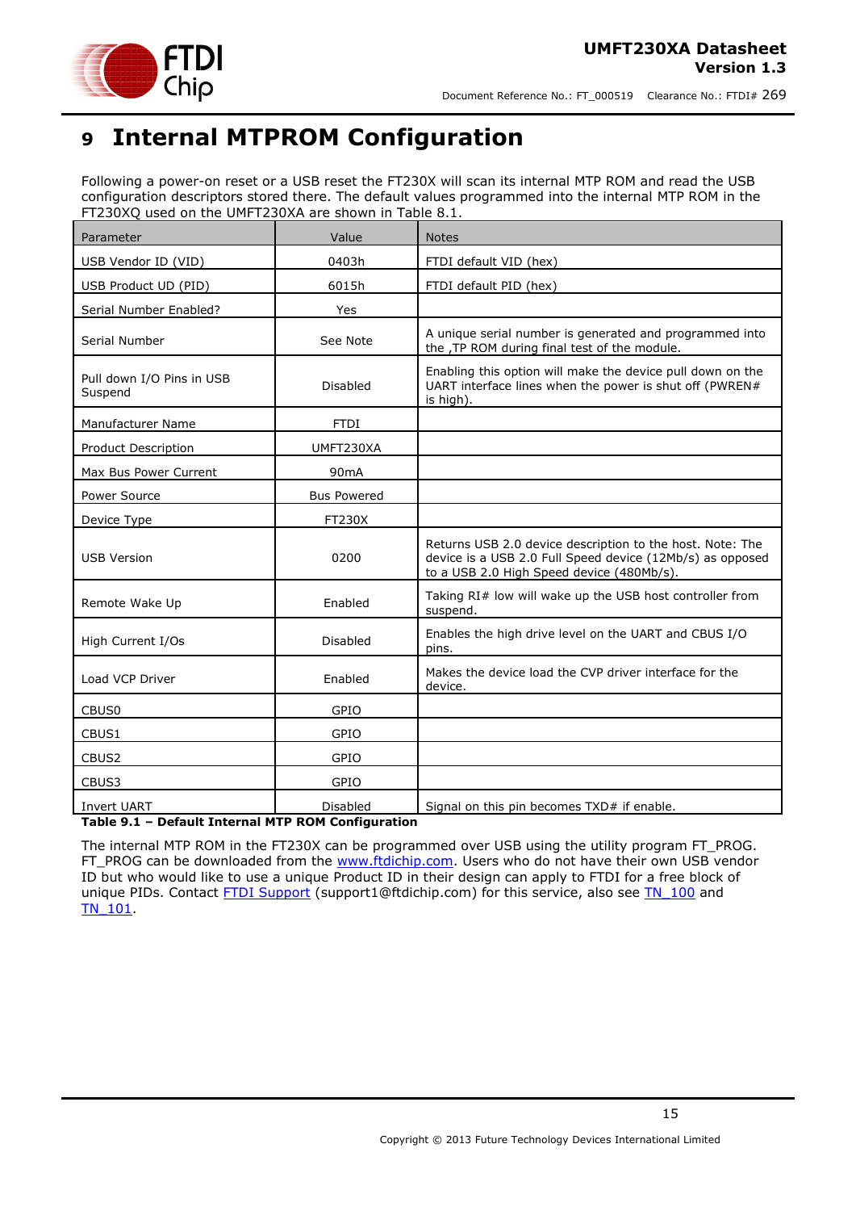# 9 Internal MTPROM Configuration

Following a power-on reset or a USB reset the FT230X will scan its internal MTP ROM and read the USB configuration descriptors stored there. The default values programmed into the internal MTP ROM in the FT230XQ used on the UMFT230XA are shown in Table 8.1.

| Parameter | Value | Notes |
|---|---|---|
| USB Vendor ID (VID) | 0403h | FTDI default VID (hex) |
| USB Product UD (PID) | 6015h | FTDI default PID (hex) |
| Serial Number Enabled? | Yes | |
| Serial Number | See Note | A unique serial number is generated and programmed into the ,TP ROM during final test of the module. |
| Pull down I/O Pins in USB Suspend | Disabled | Enabling this option will make the device pull down on the UART interface lines when the power is shut off (PWREN# is high). |
| Manufacturer Name | FTDI | |
| Product Description | UMFT230XA | |
| Max Bus Power Current | 90mA | |
| Power Source | Bus Powered | |
| Device Type | FT230X | |
| USB Version | 0200 | Returns USB 2.0 device description to the host. Note: The device is a USB 2.0 Full Speed device (12Mb/s) as opposed to a USB 2.0 High Speed device (480Mb/s). |
| Remote Wake Up | Enabled | Taking RI# low will wake up the USB host controller from suspend. |
| High Current I/Os | Disabled | Enables the high drive level on the UART and CBUS I/O pins. |
| Load VCP Driver | Enabled | Makes the device load the CVP driver interface for the device. |
| CBUS0 | GPIO | |
| CBUS1 | GPIO | |
| CBUS2 | GPIO | |
| CBUS3 | GPIO | |
| Invert UART | Disabled | Signal on this pin becomes TXD# if enable. |

**Table 9.1 – Default Internal MTP ROM Configuration**

The internal MTP ROM in the FT230X can be programmed over USB using the utility program FT_PROG. FT_PROG can be downloaded from the www.ftdichip.com. Users who do not have their own USB vendor ID but who would like to use a unique Product ID in their design can apply to FTDI for a free block of unique PIDs. Contact FTDI Support (support1@ftdichip.com) for this service, also see TN_100 and TN_101.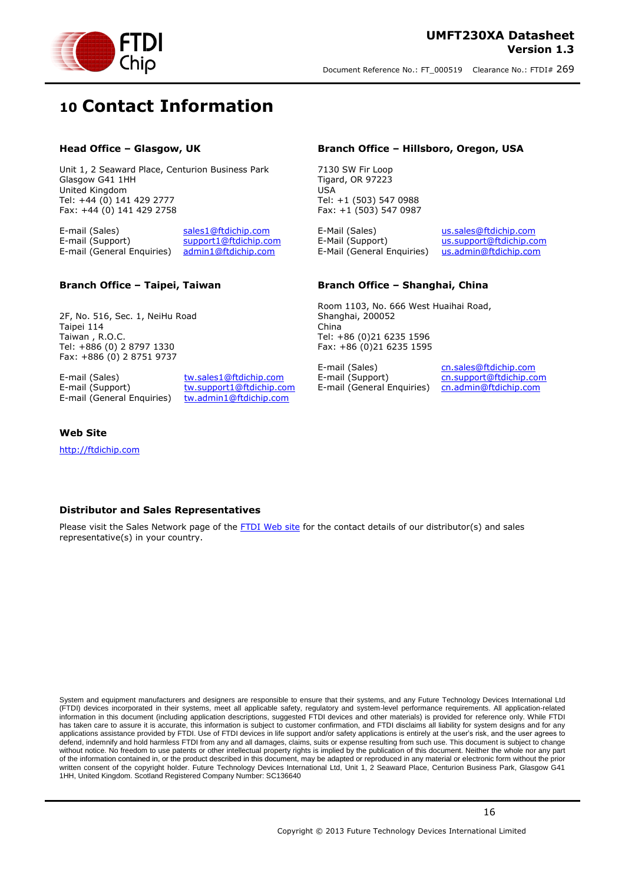# 10 Contact Information

### Head Office – Glasgow, UK

Unit 1, 2 Seaward Place, Centurion Business Park
Glasgow G41 1HH
United Kingdom
Tel: +44 (0) 141 429 2777
Fax: +44 (0) 141 429 2758

| | |
|---|---|
| E-mail (Sales) | sales1@ftdichip.com |
| E-mail (Support) | support1@ftdichip.com |
| E-mail (General Enquiries) | admin1@ftdichip.com |

### Branch Office – Hillsboro, Oregon, USA

7130 SW Fir Loop
Tigard, OR 97223
USA
Tel: +1 (503) 547 0988
Fax: +1 (503) 547 0987

| | |
|---|---|
| E-Mail (Sales) | us.sales@ftdichip.com |
| E-Mail (Support) | us.support@ftdichip.com |
| E-Mail (General Enquiries) | us.admin@ftdichip.com |

### Branch Office – Taipei, Taiwan

2F, No. 516, Sec. 1, NeiHu Road
Taipei 114
Taiwan , R.O.C.
Tel: +886 (0) 2 8797 1330
Fax: +886 (0) 2 8751 9737

| | |
|---|---|
| E-mail (Sales) | tw.sales1@ftdichip.com |
| E-mail (Support) | tw.support1@ftdichip.com |
| E-mail (General Enquiries) | tw.admin1@ftdichip.com |

### Branch Office – Shanghai, China

Room 1103, No. 666 West Huaihai Road,
Shanghai, 200052
China
Tel: +86 (0)21 6235 1596
Fax: +86 (0)21 6235 1595

| | |
|---|---|
| E-mail (Sales) | cn.sales@ftdichip.com |
| E-mail (Support) | cn.support@ftdichip.com |
| E-mail (General Enquiries) | cn.admin@ftdichip.com |

### Web Site

http://ftdichip.com

### Distributor and Sales Representatives

Please visit the Sales Network page of the FTDI Web site for the contact details of our distributor(s) and sales representative(s) in your country.

System and equipment manufacturers and designers are responsible to ensure that their systems, and any Future Technology Devices International Ltd (FTDI) devices incorporated in their systems, meet all applicable safety, regulatory and system-level performance requirements. All application-related information in this document (including application descriptions, suggested FTDI devices and other materials) is provided for reference only. While FTDI has taken care to assure it is accurate, this information is subject to customer confirmation, and FTDI disclaims all liability for system designs and for any applications assistance provided by FTDI. Use of FTDI devices in life support and/or safety applications is entirely at the user's risk, and the user agrees to defend, indemnify and hold harmless FTDI from any and all damages, claims, suits or expense resulting from such use. This document is subject to change without notice. No freedom to use patents or other intellectual property rights is implied by the publication of this document. Neither the whole nor any part of the information contained in, or the product described in this document, may be adapted or reproduced in any material or electronic form without the prior written consent of the copyright holder. Future Technology Devices International Ltd, Unit 1, 2 Seaward Place, Centurion Business Park, Glasgow G41 1HH, United Kingdom. Scotland Registered Company Number: SC136640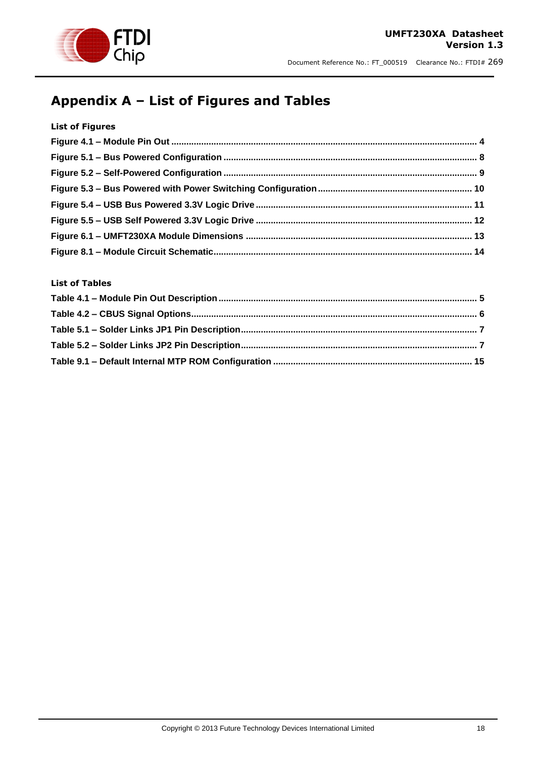# Appendix A – List of Figures and Tables

### List of Figures

**Figure 4.1 – Module Pin Out ........................................................................................................ 4**

**Figure 5.1 – Bus Powered Configuration .................................................................................... 8**

**Figure 5.2 – Self-Powered Configuration .................................................................................... 9**

**Figure 5.3 – Bus Powered with Power Switching Configuration ............................................................ 10**

**Figure 5.4 – USB Bus Powered 3.3V Logic Drive ..................................................................................... 11**

**Figure 5.5 – USB Self Powered 3.3V Logic Drive ...................................................................................... 12**

**Figure 6.1 – UMFT230XA Module Dimensions ........................................................................................ 13**

**Figure 8.1 – Module Circuit Schematic...................................................................................................... 14**

### List of Tables

**Table 4.1 – Module Pin Out Description ...................................................................................................... 5**

**Table 4.2 – CBUS Signal Options.................................................................................................................. 6**

**Table 5.1 – Solder Links JP1 Pin Description.............................................................................................. 7**

**Table 5.2 – Solder Links JP2 Pin Description.............................................................................................. 7**

**Table 9.1 – Default Internal MTP ROM Configuration ............................................................................... 15**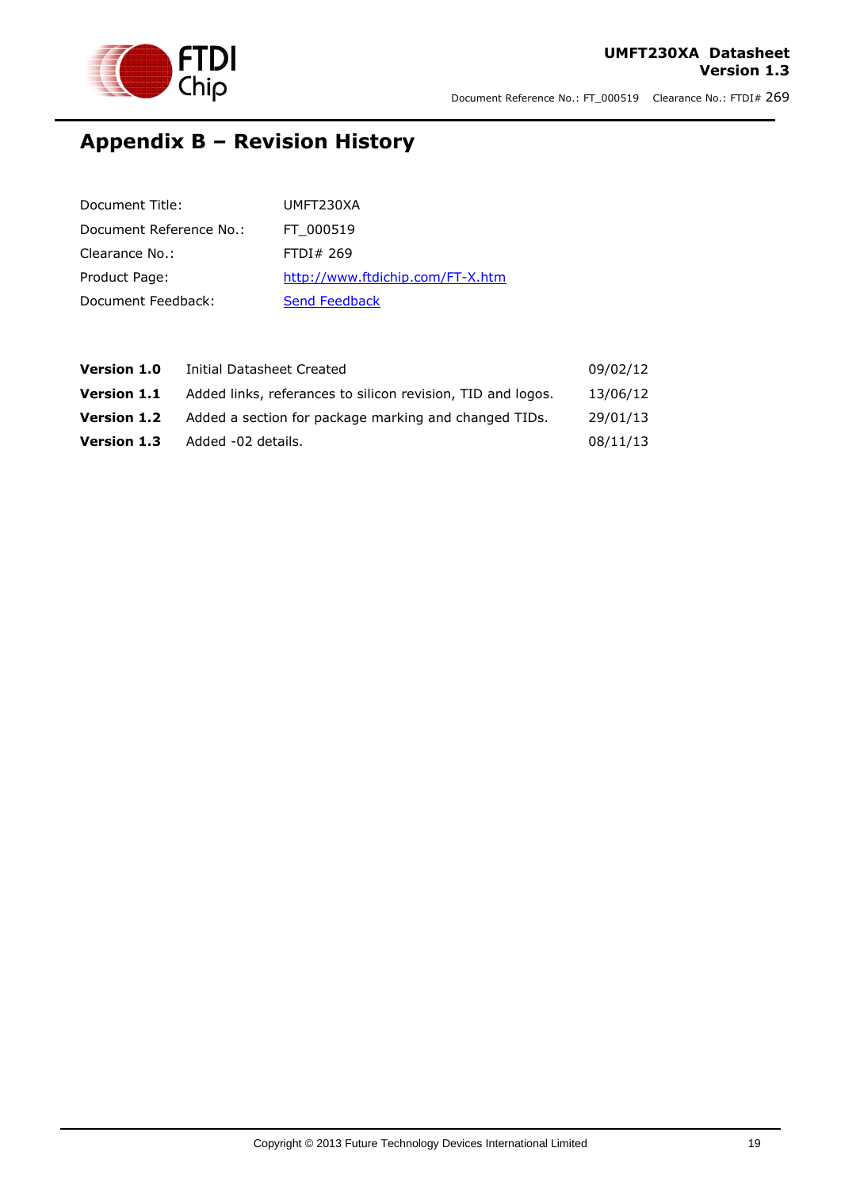# Appendix B – Revision History

| | |
|---|---|
| Document Title: | UMFT230XA |
| Document Reference No.: | FT_000519 |
| Clearance No.: | FTDI# 269 |
| Product Page: | [http://www.ftdichip.com/FT-X.htm](http://www.ftdichip.com/FT-X.htm) |
| Document Feedback: | Send Feedback |

| | | |
|---|---|---|
| **Version 1.0** | Initial Datasheet Created | 09/02/12 |
| **Version 1.1** | Added links, referances to silicon revision, TID and logos. | 13/06/12 |
| **Version 1.2** | Added a section for package marking and changed TIDs. | 29/01/13 |
| **Version 1.3** | Added -02 details. | 08/11/13 |